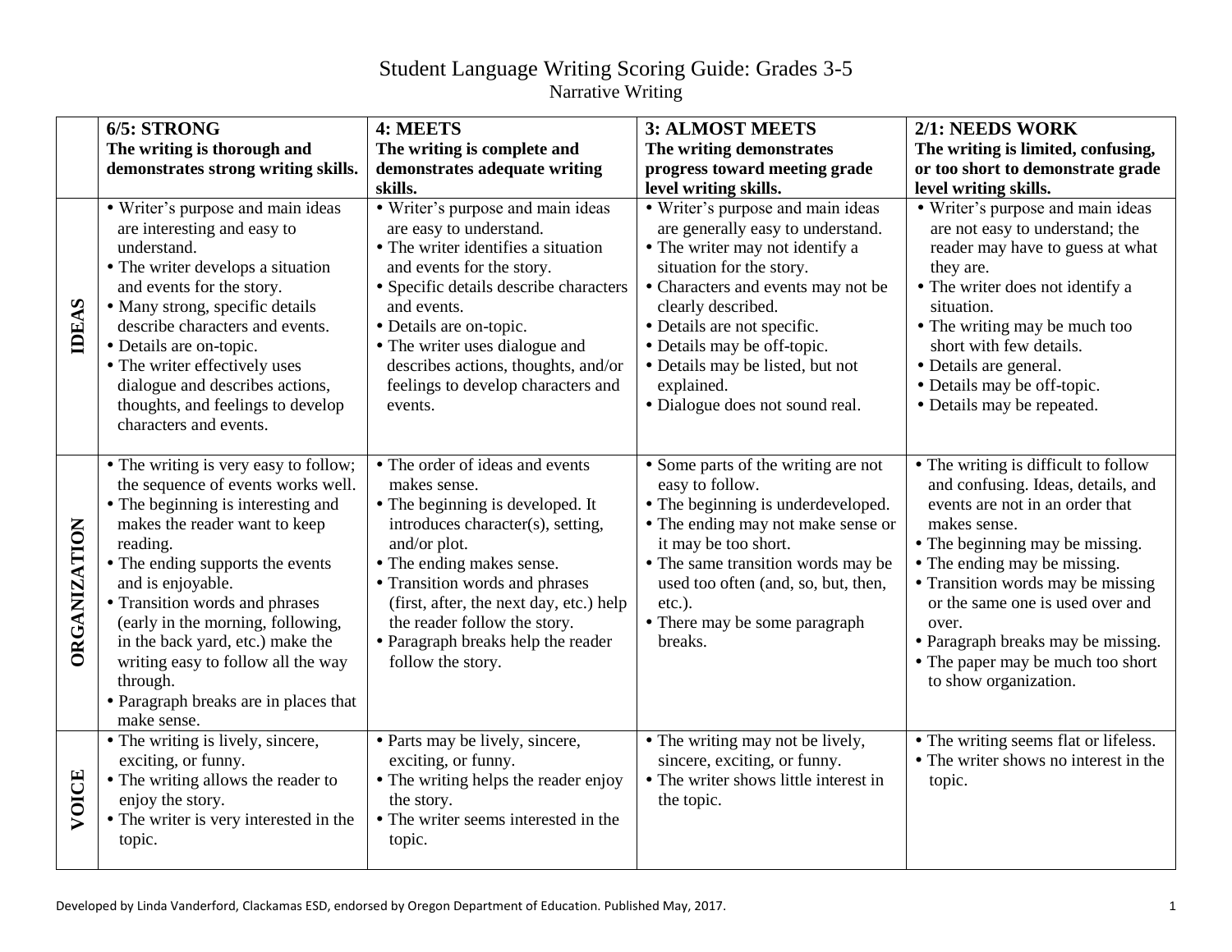# Student Language Writing Scoring Guide: Grades 3-5

## Narrative Writing

| | **6/5: STRONG**<br>**The writing is thorough and demonstrates strong writing skills.** | **4: MEETS**<br>**The writing is complete and demonstrates adequate writing skills.** | **3: ALMOST MEETS**<br>**The writing demonstrates progress toward meeting grade level writing skills.** | **2/1: NEEDS WORK**<br>**The writing is limited, confusing, or too short to demonstrate grade level writing skills.** |
|---|---|---|---|---|
| **IDEAS** | • Writer's purpose and main ideas are interesting and easy to understand.<br>• The writer develops a situation and events for the story.<br>• Many strong, specific details describe characters and events.<br>• Details are on-topic.<br>• The writer effectively uses dialogue and describes actions, thoughts, and feelings to develop characters and events. | • Writer's purpose and main ideas are easy to understand.<br>• The writer identifies a situation and events for the story.<br>• Specific details describe characters and events.<br>• Details are on-topic.<br>• The writer uses dialogue and describes actions, thoughts, and/or feelings to develop characters and events. | • Writer's purpose and main ideas are generally easy to understand.<br>• The writer may not identify a situation for the story.<br>• Characters and events may not be clearly described.<br>• Details are not specific.<br>• Details may be off-topic.<br>• Details may be listed, but not explained.<br>• Dialogue does not sound real. | • Writer's purpose and main ideas are not easy to understand; the reader may have to guess at what they are.<br>• The writer does not identify a situation.<br>• The writing may be much too short with few details.<br>• Details are general.<br>• Details may be off-topic.<br>• Details may be repeated. |
| **ORGANIZATION** | • The writing is very easy to follow; the sequence of events works well.<br>• The beginning is interesting and makes the reader want to keep reading.<br>• The ending supports the events and is enjoyable.<br>• Transition words and phrases (early in the morning, following, in the back yard, etc.) make the writing easy to follow all the way through.<br>• Paragraph breaks are in places that make sense. | • The order of ideas and events makes sense.<br>• The beginning is developed. It introduces character(s), setting, and/or plot.<br>• The ending makes sense.<br>• Transition words and phrases (first, after, the next day, etc.) help the reader follow the story.<br>• Paragraph breaks help the reader follow the story. | • Some parts of the writing are not easy to follow.<br>• The beginning is underdeveloped.<br>• The ending may not make sense or it may be too short.<br>• The same transition words may be used too often (and, so, but, then, etc.).<br>• There may be some paragraph breaks. | • The writing is difficult to follow and confusing. Ideas, details, and events are not in an order that makes sense.<br>• The beginning may be missing.<br>• The ending may be missing.<br>• Transition words may be missing or the same one is used over and over.<br>• Paragraph breaks may be missing.<br>• The paper may be much too short to show organization. |
| **VOICE** | • The writing is lively, sincere, exciting, or funny.<br>• The writing allows the reader to enjoy the story.<br>• The writer is very interested in the topic. | • Parts may be lively, sincere, exciting, or funny.<br>• The writing helps the reader enjoy the story.<br>• The writer seems interested in the topic. | • The writing may not be lively, sincere, exciting, or funny.<br>• The writer shows little interest in the topic. | • The writing seems flat or lifeless.<br>• The writer shows no interest in the topic. |

Developed by Linda Vanderford, Clackamas ESD, endorsed by Oregon Department of Education. Published May, 2017.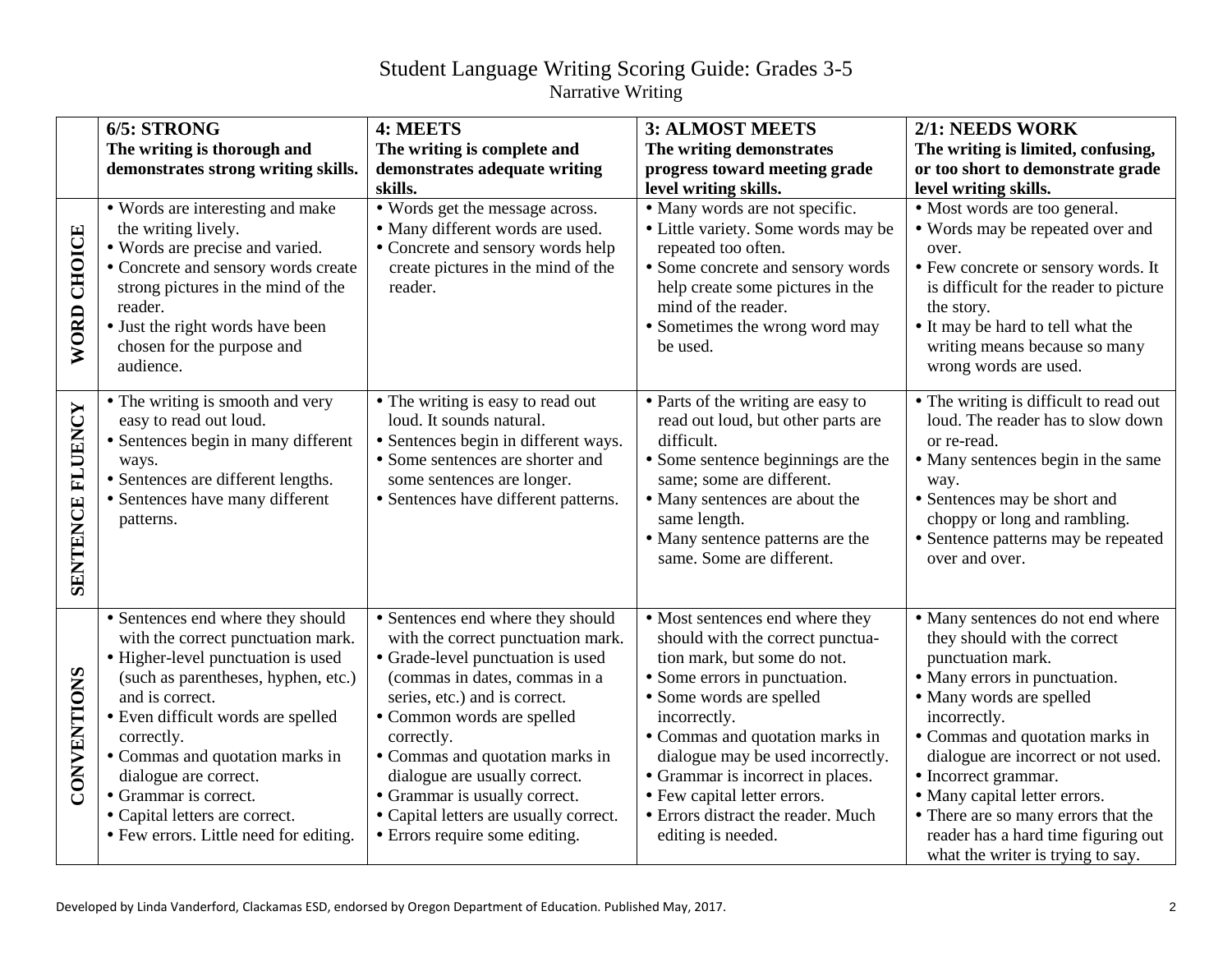# Student Language Writing Scoring Guide: Grades 3-5

## Narrative Writing

| | **6/5: STRONG** **The writing is thorough and demonstrates strong writing skills.** | **4: MEETS** **The writing is complete and demonstrates adequate writing skills.** | **3: ALMOST MEETS** **The writing demonstrates progress toward meeting grade level writing skills.** | **2/1: NEEDS WORK** **The writing is limited, confusing, or too short to demonstrate grade level writing skills.** |
|---|---|---|---|---|
| **WORD CHOICE** | • Words are interesting and make the writing lively.<br>• Words are precise and varied.<br>• Concrete and sensory words create strong pictures in the mind of the reader.<br>• Just the right words have been chosen for the purpose and audience. | • Words get the message across.<br>• Many different words are used.<br>• Concrete and sensory words help create pictures in the mind of the reader. | • Many words are not specific.<br>• Little variety. Some words may be repeated too often.<br>• Some concrete and sensory words help create some pictures in the mind of the reader.<br>• Sometimes the wrong word may be used. | • Most words are too general.<br>• Words may be repeated over and over.<br>• Few concrete or sensory words. It is difficult for the reader to picture the story.<br>• It may be hard to tell what the writing means because so many wrong words are used. |
| **SENTENCE FLUENCY** | • The writing is smooth and very easy to read out loud.<br>• Sentences begin in many different ways.<br>• Sentences are different lengths.<br>• Sentences have many different patterns. | • The writing is easy to read out loud. It sounds natural.<br>• Sentences begin in different ways.<br>• Some sentences are shorter and some sentences are longer.<br>• Sentences have different patterns. | • Parts of the writing are easy to read out loud, but other parts are difficult.<br>• Some sentence beginnings are the same; some are different.<br>• Many sentences are about the same length.<br>• Many sentence patterns are the same. Some are different. | • The writing is difficult to read out loud. The reader has to slow down or re-read.<br>• Many sentences begin in the same way.<br>• Sentences may be short and choppy or long and rambling.<br>• Sentence patterns may be repeated over and over. |
| **CONVENTIONS** | • Sentences end where they should with the correct punctuation mark.<br>• Higher-level punctuation is used (such as parentheses, hyphen, etc.) and is correct.<br>• Even difficult words are spelled correctly.<br>• Commas and quotation marks in dialogue are correct.<br>• Grammar is correct.<br>• Capital letters are correct.<br>• Few errors. Little need for editing. | • Sentences end where they should with the correct punctuation mark.<br>• Grade-level punctuation is used (commas in dates, commas in a series, etc.) and is correct.<br>• Common words are spelled correctly.<br>• Commas and quotation marks in dialogue are usually correct.<br>• Grammar is usually correct.<br>• Capital letters are usually correct.<br>• Errors require some editing. | • Most sentences end where they should with the correct punctuation mark, but some do not.<br>• Some errors in punctuation.<br>• Some words are spelled incorrectly.<br>• Commas and quotation marks in dialogue may be used incorrectly.<br>• Grammar is incorrect in places.<br>• Few capital letter errors.<br>• Errors distract the reader. Much editing is needed. | • Many sentences do not end where they should with the correct punctuation mark.<br>• Many errors in punctuation.<br>• Many words are spelled incorrectly.<br>• Commas and quotation marks in dialogue are incorrect or not used.<br>• Incorrect grammar.<br>• Many capital letter errors.<br>• There are so many errors that the reader has a hard time figuring out what the writer is trying to say. |

Developed by Linda Vanderford, Clackamas ESD, endorsed by Oregon Department of Education. Published May, 2017.